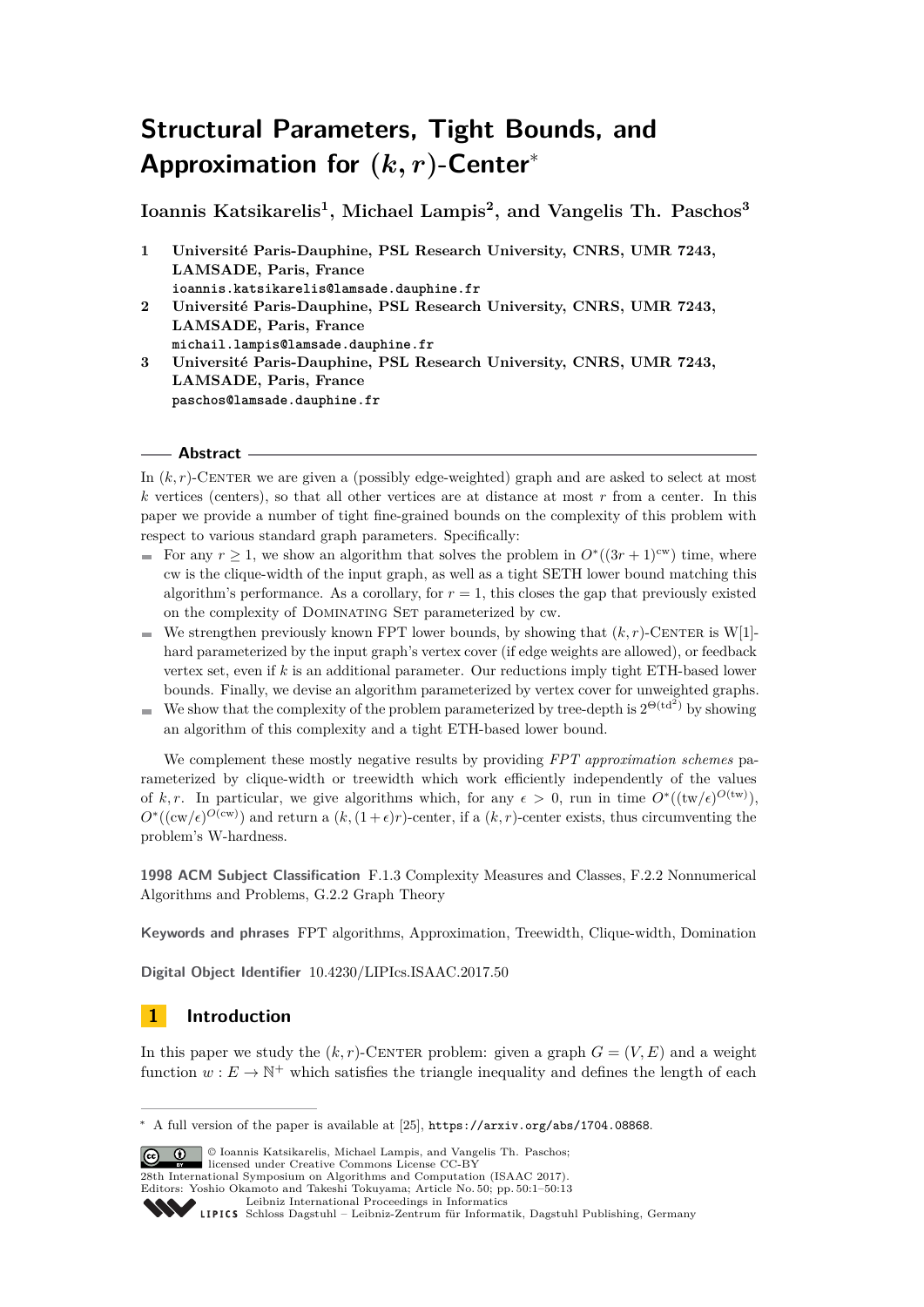# Structural Parameters, Tight Bounds, and Approximation for $(k, r)$-Center*

**Ioannis Katsikarelis[1], Michael Lampis[2], and Vangelis Th. Paschos[3]**

1 **Université Paris-Dauphine, PSL Research University, CNRS, UMR 7243, LAMSADE, Paris, France**
`ioannis.katsikarelis@lamsade.dauphine.fr`

2 **Université Paris-Dauphine, PSL Research University, CNRS, UMR 7243, LAMSADE, Paris, France**
`michail.lampis@lamsade.dauphine.fr`

3 **Université Paris-Dauphine, PSL Research University, CNRS, UMR 7243, LAMSADE, Paris, France**
`paschos@lamsade.dauphine.fr`

## Abstract

In $(k, r)$-Center we are given a (possibly edge-weighted) graph and are asked to select at most $k$ vertices (centers), so that all other vertices are at distance at most $r$ from a center. In this paper we provide a number of tight fine-grained bounds on the complexity of this problem with respect to various standard graph parameters. Specifically:

- For any $r \geq 1$, we show an algorithm that solves the problem in $O^*((3r+1)^{\text{cw}})$ time, where cw is the clique-width of the input graph, as well as a tight SETH lower bound matching this algorithm's performance. As a corollary, for $r = 1$, this closes the gap that previously existed on the complexity of Dominating Set parameterized by cw.
- We strengthen previously known FPT lower bounds, by showing that $(k, r)$-Center is W[1]-hard parameterized by the input graph's vertex cover (if edge weights are allowed), or feedback vertex set, even if $k$ is an additional parameter. Our reductions imply tight ETH-based lower bounds. Finally, we devise an algorithm parameterized by vertex cover for unweighted graphs.
- We show that the complexity of the problem parameterized by tree-depth is $2^{\Theta(\text{td}^2)}$ by showing an algorithm of this complexity and a tight ETH-based lower bound.

We complement these mostly negative results by providing *FPT approximation schemes* parameterized by clique-width or treewidth which work efficiently independently of the values of $k, r$. In particular, we give algorithms which, for any $\epsilon > 0$, run in time $O^*((\text{tw}/\epsilon)^{O(\text{tw})})$, $O^*((\text{cw}/\epsilon)^{O(\text{cw})})$ and return a $(k, (1+\epsilon)r)$-center, if a $(k, r)$-center exists, thus circumventing the problem's W-hardness.

**1998 ACM Subject Classification** F.1.3 Complexity Measures and Classes, F.2.2 Nonnumerical Algorithms and Problems, G.2.2 Graph Theory

**Keywords and phrases** FPT algorithms, Approximation, Treewidth, Clique-width, Domination

**Digital Object Identifier** 10.4230/LIPIcs.ISAAC.2017.50

## 1 Introduction

In this paper we study the $(k, r)$-Center problem: given a graph $G = (V, E)$ and a weight function $w : E \rightarrow \mathbb{N}^+$ which satisfies the triangle inequality and defines the length of each

---

* A full version of the paper is available at [25], `https://arxiv.org/abs/1704.08868`.

© Ioannis Katsikarelis, Michael Lampis, and Vangelis Th. Paschos; licensed under Creative Commons License CC-BY
28th International Symposium on Algorithms and Computation (ISAAC 2017).
Editors: Yoshio Okamoto and Takeshi Tokuyama; Article No. 50; pp. 50:1–50:13
Leibniz International Proceedings in Informatics
Schloss Dagstuhl – Leibniz-Zentrum für Informatik, Dagstuhl Publishing, Germany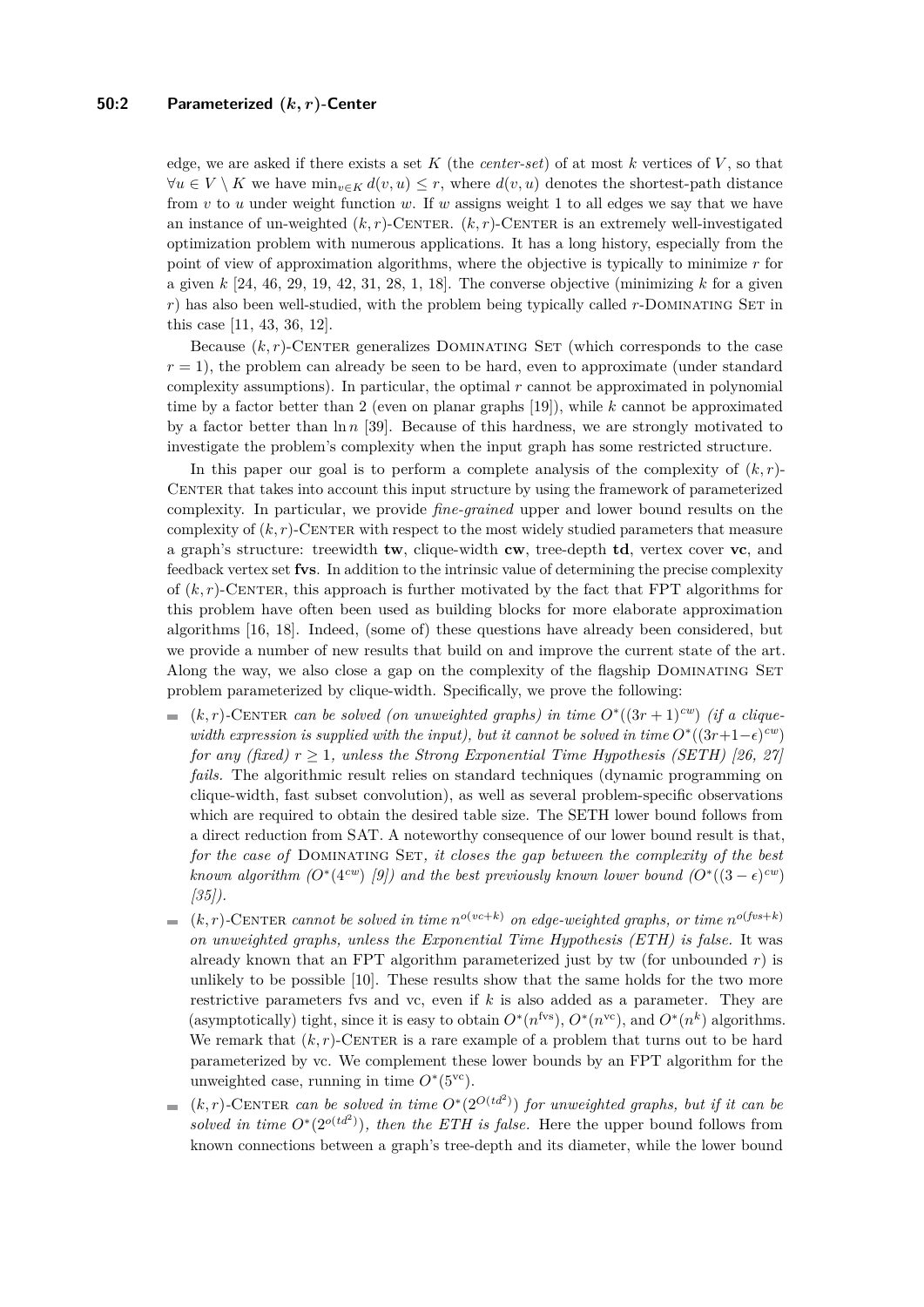edge, we are asked if there exists a set $K$ (the *center-set*) of at most $k$ vertices of $V$, so that $\forall u \in V \setminus K$ we have $\min_{v \in K} d(v, u) \leq r$, where $d(v, u)$ denotes the shortest-path distance from $v$ to $u$ under weight function $w$. If $w$ assigns weight 1 to all edges we say that we have an instance of un-weighted $(k, r)$-Center. $(k, r)$-Center is an extremely well-investigated optimization problem with numerous applications. It has a long history, especially from the point of view of approximation algorithms, where the objective is typically to minimize $r$ for a given $k$ [24, 46, 29, 19, 42, 31, 28, 1, 18]. The converse objective (minimizing $k$ for a given $r$) has also been well-studied, with the problem being typically called $r$-Dominating Set in this case [11, 43, 36, 12].

Because $(k, r)$-Center generalizes Dominating Set (which corresponds to the case $r = 1$), the problem can already be seen to be hard, even to approximate (under standard complexity assumptions). In particular, the optimal $r$ cannot be approximated in polynomial time by a factor better than 2 (even on planar graphs [19]), while $k$ cannot be approximated by a factor better than $\ln n$ [39]. Because of this hardness, we are strongly motivated to investigate the problem's complexity when the input graph has some restricted structure.

In this paper our goal is to perform a complete analysis of the complexity of $(k, r)$-Center that takes into account this input structure by using the framework of parameterized complexity. In particular, we provide *fine-grained* upper and lower bound results on the complexity of $(k, r)$-Center with respect to the most widely studied parameters that measure a graph's structure: treewidth **tw**, clique-width **cw**, tree-depth **td**, vertex cover **vc**, and feedback vertex set **fvs**. In addition to the intrinsic value of determining the precise complexity of $(k, r)$-Center, this approach is further motivated by the fact that FPT algorithms for this problem have often been used as building blocks for more elaborate approximation algorithms [16, 18]. Indeed, (some of) these questions have already been considered, but we provide a number of new results that build on and improve the current state of the art. Along the way, we also close a gap on the complexity of the flagship Dominating Set problem parameterized by clique-width. Specifically, we prove the following:

- $(k, r)$-Center *can be solved (on unweighted graphs) in time* $O^*((3r + 1)^{cw})$ *(if a clique-width expression is supplied with the input), but it cannot be solved in time* $O^*((3r+1-\epsilon)^{cw})$ *for any (fixed)* $r \geq 1$*, unless the Strong Exponential Time Hypothesis (SETH) [26, 27] fails.* The algorithmic result relies on standard techniques (dynamic programming on clique-width, fast subset convolution), as well as several problem-specific observations which are required to obtain the desired table size. The SETH lower bound follows from a direct reduction from SAT. A noteworthy consequence of our lower bound result is that, *for the case of* Dominating Set*, it closes the gap between the complexity of the best known algorithm* ($O^*(4^{cw})$ *[9]) and the best previously known lower bound* ($O^*((3 - \epsilon)^{cw})$ *[35]).*
- $(k, r)$-Center *cannot be solved in time* $n^{o(vc+k)}$ *on edge-weighted graphs, or time* $n^{o(fvs+k)}$ *on unweighted graphs, unless the Exponential Time Hypothesis (ETH) is false.* It was already known that an FPT algorithm parameterized just by tw (for unbounded $r$) is unlikely to be possible [10]. These results show that the same holds for the two more restrictive parameters fvs and vc, even if $k$ is also added as a parameter. They are (asymptotically) tight, since it is easy to obtain $O^*(n^{\text{fvs}})$, $O^*(n^{\text{vc}})$, and $O^*(n^k)$ algorithms. We remark that $(k, r)$-Center is a rare example of a problem that turns out to be hard parameterized by vc. We complement these lower bounds by an FPT algorithm for the unweighted case, running in time $O^*(5^{\text{vc}})$.
- $(k, r)$-Center *can be solved in time* $O^*(2^{O(td^2)})$ *for unweighted graphs, but if it can be solved in time* $O^*(2^{o(td^2)})$*, then the ETH is false.* Here the upper bound follows from known connections between a graph's tree-depth and its diameter, while the lower bound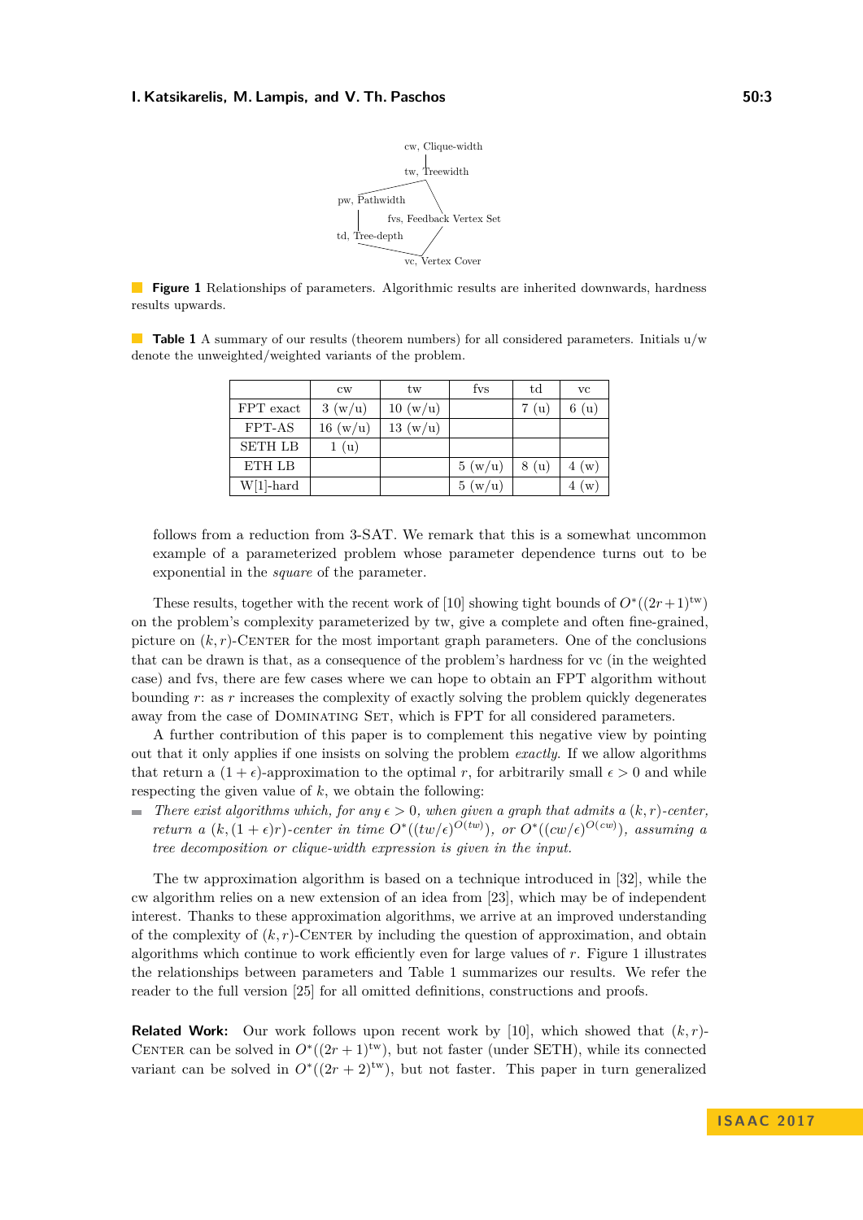cw, Clique-width

tw, Treewidth

pw, Pathwidth

fvs, Feedback Vertex Set

td, Tree-depth

vc, Vertex Cover

**Figure 1** Relationships of parameters. Algorithmic results are inherited downwards, hardness results upwards.

**Table 1** A summary of our results (theorem numbers) for all considered parameters. Initials u/w denote the unweighted/weighted variants of the problem.

| | cw | tw | fvs | td | vc |
|---|---|---|---|---|---|
| FPT exact | 3 (w/u) | 10 (w/u) | | 7 (u) | 6 (u) |
| FPT-AS | 16 (w/u) | 13 (w/u) | | | |
| SETH LB | 1 (u) | | | | |
| ETH LB | | | 5 (w/u) | 8 (u) | 4 (w) |
| W[1]-hard | | | 5 (w/u) | | 4 (w) |

follows from a reduction from 3-SAT. We remark that this is a somewhat uncommon example of a parameterized problem whose parameter dependence turns out to be exponential in the *square* of the parameter.

These results, together with the recent work of [10] showing tight bounds of $O^*((2r+1)^{\text{tw}})$ on the problem's complexity parameterized by tw, give a complete and often fine-grained, picture on $(k,r)$-Center for the most important graph parameters. One of the conclusions that can be drawn is that, as a consequence of the problem's hardness for vc (in the weighted case) and fvs, there are few cases where we can hope to obtain an FPT algorithm without bounding $r$: as $r$ increases the complexity of exactly solving the problem quickly degenerates away from the case of Dominating Set, which is FPT for all considered parameters.

A further contribution of this paper is to complement this negative view by pointing out that it only applies if one insists on solving the problem *exactly*. If we allow algorithms that return a $(1+\epsilon)$-approximation to the optimal $r$, for arbitrarily small $\epsilon > 0$ and while respecting the given value of $k$, we obtain the following:

- *There exist algorithms which, for any $\epsilon > 0$, when given a graph that admits a $(k,r)$-center, return a $(k,(1+\epsilon)r)$-center in time $O^*((tw/\epsilon)^{O(tw)})$, or $O^*((cw/\epsilon)^{O(cw)})$, assuming a tree decomposition or clique-width expression is given in the input.*

The tw approximation algorithm is based on a technique introduced in [32], while the cw algorithm relies on a new extension of an idea from [23], which may be of independent interest. Thanks to these approximation algorithms, we arrive at an improved understanding of the complexity of $(k,r)$-Center by including the question of approximation, and obtain algorithms which continue to work efficiently even for large values of $r$. Figure 1 illustrates the relationships between parameters and Table 1 summarizes our results. We refer the reader to the full version [25] for all omitted definitions, constructions and proofs.

**Related Work:** Our work follows upon recent work by [10], which showed that $(k,r)$-Center can be solved in $O^*((2r+1)^{\text{tw}})$, but not faster (under SETH), while its connected variant can be solved in $O^*((2r+2)^{\text{tw}})$, but not faster. This paper in turn generalized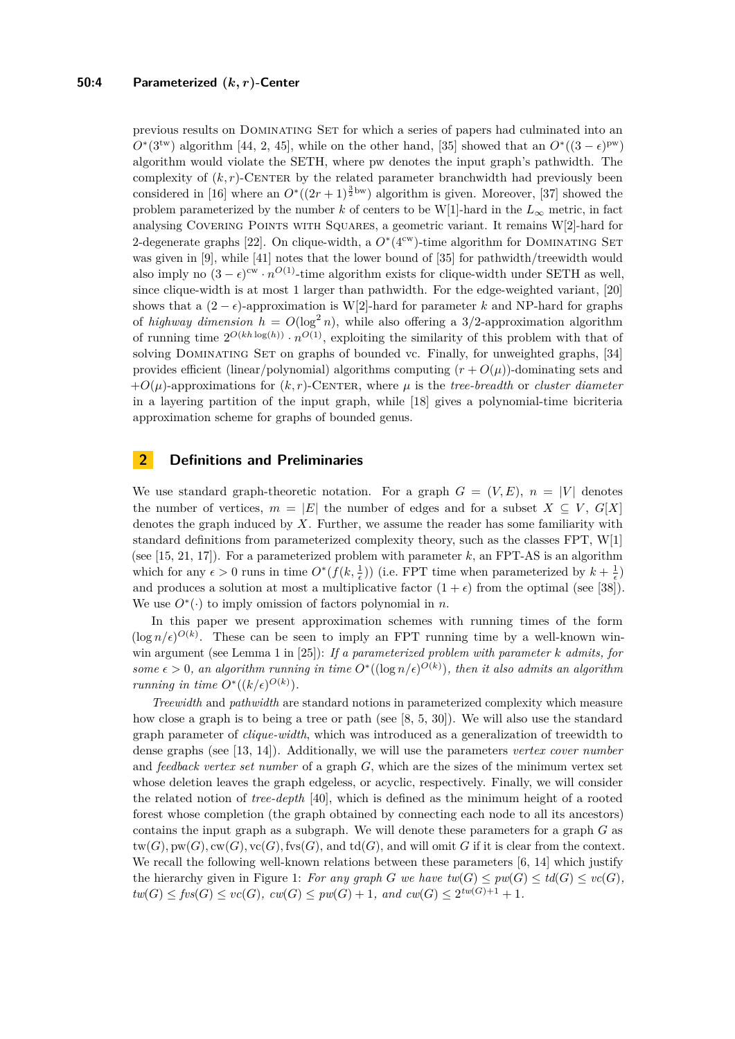previous results on Dominating Set for which a series of papers had culminated into an $O^*(3^{\mathrm{tw}})$ algorithm [44, 2, 45], while on the other hand, [35] showed that an $O^*((3-\epsilon)^{\mathrm{pw}})$ algorithm would violate the SETH, where pw denotes the input graph's pathwidth. The complexity of $(k, r)$-Center by the related parameter branchwidth had previously been considered in [16] where an $O^*((2r+1)^{\frac{3}{2}\mathrm{bw}})$ algorithm is given. Moreover, [37] showed the problem parameterized by the number $k$ of centers to be W[1]-hard in the $L_\infty$ metric, in fact analysing Covering Points with Squares, a geometric variant. It remains W[2]-hard for 2-degenerate graphs [22]. On clique-width, a $O^*(4^{\mathrm{cw}})$-time algorithm for Dominating Set was given in [9], while [41] notes that the lower bound of [35] for pathwidth/treewidth would also imply no $(3-\epsilon)^{\mathrm{cw}} \cdot n^{O(1)}$-time algorithm exists for clique-width under SETH as well, since clique-width is at most 1 larger than pathwidth. For the edge-weighted variant, [20] shows that a $(2-\epsilon)$-approximation is W[2]-hard for parameter $k$ and NP-hard for graphs of *highway dimension* $h = O(\log^2 n)$, while also offering a 3/2-approximation algorithm of running time $2^{O(kh\log(h))} \cdot n^{O(1)}$, exploiting the similarity of this problem with that of solving Dominating Set on graphs of bounded vc. Finally, for unweighted graphs, [34] provides efficient (linear/polynomial) algorithms computing $(r + O(\mu))$-dominating sets and $+O(\mu)$-approximations for $(k, r)$-Center, where $\mu$ is the *tree-breadth* or *cluster diameter* in a layering partition of the input graph, while [18] gives a polynomial-time bicriteria approximation scheme for graphs of bounded genus.

## 2 Definitions and Preliminaries

We use standard graph-theoretic notation. For a graph $G = (V, E)$, $n = |V|$ denotes the number of vertices, $m = |E|$ the number of edges and for a subset $X \subseteq V$, $G[X]$ denotes the graph induced by $X$. Further, we assume the reader has some familiarity with standard definitions from parameterized complexity theory, such as the classes FPT, W[1] (see [15, 21, 17]). For a parameterized problem with parameter $k$, an FPT-AS is an algorithm which for any $\epsilon > 0$ runs in time $O^*(f(k, \frac{1}{\epsilon}))$ (i.e. FPT time when parameterized by $k + \frac{1}{\epsilon}$) and produces a solution at most a multiplicative factor $(1+\epsilon)$ from the optimal (see [38]). We use $O^*(\cdot)$ to imply omission of factors polynomial in $n$.

In this paper we present approximation schemes with running times of the form $(\log n/\epsilon)^{O(k)}$. These can be seen to imply an FPT running time by a well-known win-win argument (see Lemma 1 in [25]): *If a parameterized problem with parameter $k$ admits, for some $\epsilon > 0$, an algorithm running in time $O^*((\log n/\epsilon)^{O(k)})$, then it also admits an algorithm running in time $O^*((k/\epsilon)^{O(k)})$.*

*Treewidth* and *pathwidth* are standard notions in parameterized complexity which measure how close a graph is to being a tree or path (see [8, 5, 30]). We will also use the standard graph parameter of *clique-width*, which was introduced as a generalization of treewidth to dense graphs (see [13, 14]). Additionally, we will use the parameters *vertex cover number* and *feedback vertex set number* of a graph $G$, which are the sizes of the minimum vertex set whose deletion leaves the graph edgeless, or acyclic, respectively. Finally, we will consider the related notion of *tree-depth* [40], which is defined as the minimum height of a rooted forest whose completion (the graph obtained by connecting each node to all its ancestors) contains the input graph as a subgraph. We will denote these parameters for a graph $G$ as $\mathrm{tw}(G), \mathrm{pw}(G), \mathrm{cw}(G), \mathrm{vc}(G), \mathrm{fvs}(G)$, and $\mathrm{td}(G)$, and will omit $G$ if it is clear from the context. We recall the following well-known relations between these parameters [6, 14] which justify the hierarchy given in Figure 1: *For any graph $G$ we have $tw(G) \le pw(G) \le td(G) \le vc(G)$, $tw(G) \le fvs(G) \le vc(G)$, $cw(G) \le pw(G) + 1$, and $cw(G) \le 2^{tw(G)+1} + 1$.*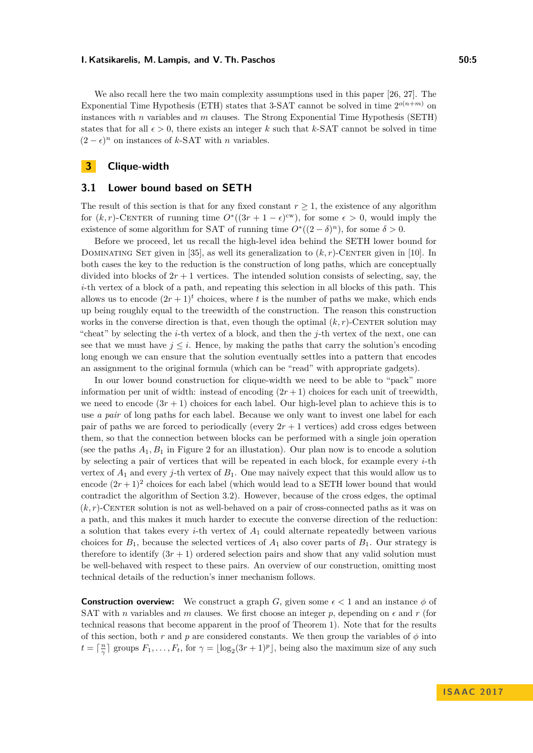We also recall here the two main complexity assumptions used in this paper [26, 27]. The Exponential Time Hypothesis (ETH) states that 3-SAT cannot be solved in time $2^{o(n+m)}$ on instances with $n$ variables and $m$ clauses. The Strong Exponential Time Hypothesis (SETH) states that for all $\epsilon > 0$, there exists an integer $k$ such that $k$-SAT cannot be solved in time $(2-\epsilon)^n$ on instances of $k$-SAT with $n$ variables.

## 3 Clique-width

### 3.1 Lower bound based on SETH

The result of this section is that for any fixed constant $r \geq 1$, the existence of any algorithm for $(k,r)$-Center of running time $O^*((3r+1-\epsilon)^{\text{cw}})$, for some $\epsilon > 0$, would imply the existence of some algorithm for SAT of running time $O^*((2-\delta)^n)$, for some $\delta > 0$.

Before we proceed, let us recall the high-level idea behind the SETH lower bound for Dominating Set given in [35], as well its generalization to $(k,r)$-Center given in [10]. In both cases the key to the reduction is the construction of long paths, which are conceptually divided into blocks of $2r+1$ vertices. The intended solution consists of selecting, say, the $i$-th vertex of a block of a path, and repeating this selection in all blocks of this path. This allows us to encode $(2r+1)^t$ choices, where $t$ is the number of paths we make, which ends up being roughly equal to the treewidth of the construction. The reason this construction works in the converse direction is that, even though the optimal $(k,r)$-Center solution may "cheat" by selecting the $i$-th vertex of a block, and then the $j$-th vertex of the next, one can see that we must have $j \leq i$. Hence, by making the paths that carry the solution's encoding long enough we can ensure that the solution eventually settles into a pattern that encodes an assignment to the original formula (which can be "read" with appropriate gadgets).

In our lower bound construction for clique-width we need to be able to "pack" more information per unit of width: instead of encoding $(2r+1)$ choices for each unit of treewidth, we need to encode $(3r+1)$ choices for each label. Our high-level plan to achieve this is to use *a pair* of long paths for each label. Because we only want to invest one label for each pair of paths we are forced to periodically (every $2r+1$ vertices) add cross edges between them, so that the connection between blocks can be performed with a single join operation (see the paths $A_1, B_1$ in Figure 2 for an illustration). Our plan now is to encode a solution by selecting a pair of vertices that will be repeated in each block, for example every $i$-th vertex of $A_1$ and every $j$-th vertex of $B_1$. One may naively expect that this would allow us to encode $(2r+1)^2$ choices for each label (which would lead to a SETH lower bound that would contradict the algorithm of Section 3.2). However, because of the cross edges, the optimal $(k,r)$-Center solution is not as well-behaved on a pair of cross-connected paths as it was on a path, and this makes it much harder to execute the converse direction of the reduction: a solution that takes every $i$-th vertex of $A_1$ could alternate repeatedly between various choices for $B_1$, because the selected vertices of $A_1$ also cover parts of $B_1$. Our strategy is therefore to identify $(3r+1)$ ordered selection pairs and show that any valid solution must be well-behaved with respect to these pairs. An overview of our construction, omitting most technical details of the reduction's inner mechanism follows.

**Construction overview:** We construct a graph $G$, given some $\epsilon < 1$ and an instance $\phi$ of SAT with $n$ variables and $m$ clauses. We first choose an integer $p$, depending on $\epsilon$ and $r$ (for technical reasons that become apparent in the proof of Theorem 1). Note that for the results of this section, both $r$ and $p$ are considered constants. We then group the variables of $\phi$ into $t = \lceil \frac{n}{\gamma} \rceil$ groups $F_1, \ldots, F_t$, for $\gamma = \lfloor \log_2 (3r+1)^p \rfloor$, being also the maximum size of any such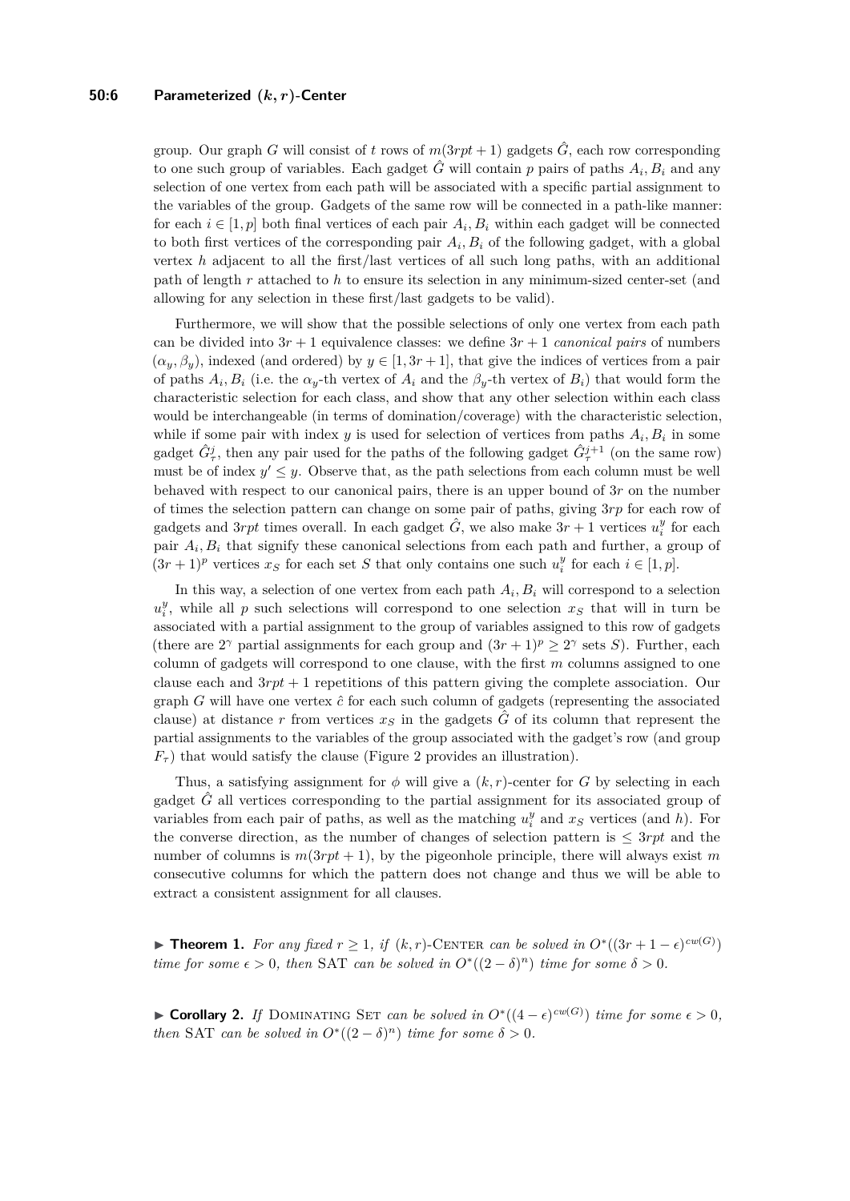group. Our graph $G$ will consist of $t$ rows of $m(3rpt+1)$ gadgets $\hat{G}$, each row corresponding to one such group of variables. Each gadget $\hat{G}$ will contain $p$ pairs of paths $A_i, B_i$ and any selection of one vertex from each path will be associated with a specific partial assignment to the variables of the group. Gadgets of the same row will be connected in a path-like manner: for each $i \in [1,p]$ both final vertices of each pair $A_i, B_i$ within each gadget will be connected to both first vertices of the corresponding pair $A_i, B_i$ of the following gadget, with a global vertex $h$ adjacent to all the first/last vertices of all such long paths, with an additional path of length $r$ attached to $h$ to ensure its selection in any minimum-sized center-set (and allowing for any selection in these first/last gadgets to be valid).

Furthermore, we will show that the possible selections of only one vertex from each path can be divided into $3r+1$ equivalence classes: we define $3r+1$ *canonical pairs* of numbers $(\alpha_y, \beta_y)$, indexed (and ordered) by $y \in [1, 3r+1]$, that give the indices of vertices from a pair of paths $A_i, B_i$ (i.e. the $\alpha_y$-th vertex of $A_i$ and the $\beta_y$-th vertex of $B_i$) that would form the characteristic selection for each class, and show that any other selection within each class would be interchangeable (in terms of domination/coverage) with the characteristic selection, while if some pair with index $y$ is used for selection of vertices from paths $A_i, B_i$ in some gadget $\hat{G}^j_\tau$, then any pair used for the paths of the following gadget $\hat{G}^{j+1}_\tau$ (on the same row) must be of index $y' \leq y$. Observe that, as the path selections from each column must be well behaved with respect to our canonical pairs, there is an upper bound of $3r$ on the number of times the selection pattern can change on some pair of paths, giving $3rp$ for each row of gadgets and $3rpt$ times overall. In each gadget $\hat{G}$, we also make $3r+1$ vertices $u^y_i$ for each pair $A_i, B_i$ that signify these canonical selections from each path and further, a group of $(3r+1)^p$ vertices $x_S$ for each set $S$ that only contains one such $u^y_i$ for each $i \in [1,p]$.

In this way, a selection of one vertex from each path $A_i, B_i$ will correspond to a selection $u^y_i$, while all $p$ such selections will correspond to one selection $x_S$ that will in turn be associated with a partial assignment to the group of variables assigned to this row of gadgets (there are $2^\gamma$ partial assignments for each group and $(3r+1)^p \geq 2^\gamma$ sets $S$). Further, each column of gadgets will correspond to one clause, with the first $m$ columns assigned to one clause each and $3rpt+1$ repetitions of this pattern giving the complete association. Our graph $G$ will have one vertex $\hat{c}$ for each such column of gadgets (representing the associated clause) at distance $r$ from vertices $x_S$ in the gadgets $\hat{G}$ of its column that represent the partial assignments to the variables of the group associated with the gadget's row (and group $F_\tau$) that would satisfy the clause (Figure 2 provides an illustration).

Thus, a satisfying assignment for $\phi$ will give a $(k,r)$-center for $G$ by selecting in each gadget $\hat{G}$ all vertices corresponding to the partial assignment for its associated group of variables from each pair of paths, as well as the matching $u^y_i$ and $x_S$ vertices (and $h$). For the converse direction, as the number of changes of selection pattern is $\leq 3rpt$ and the number of columns is $m(3rpt+1)$, by the pigeonhole principle, there will always exist $m$ consecutive columns for which the pattern does not change and thus we will be able to extract a consistent assignment for all clauses.

▶ **Theorem 1.** *For any fixed $r \geq 1$, if $(k,r)$-*Center *can be solved in $O^*((3r+1-\epsilon)^{cw(G)})$ time for some $\epsilon > 0$, then* SAT *can be solved in $O^*((2-\delta)^n)$ time for some $\delta > 0$.*

▶ **Corollary 2.** *If* Dominating Set *can be solved in $O^*((4-\epsilon)^{cw(G)})$ time for some $\epsilon > 0$, then* SAT *can be solved in $O^*((2-\delta)^n)$ time for some $\delta > 0$.*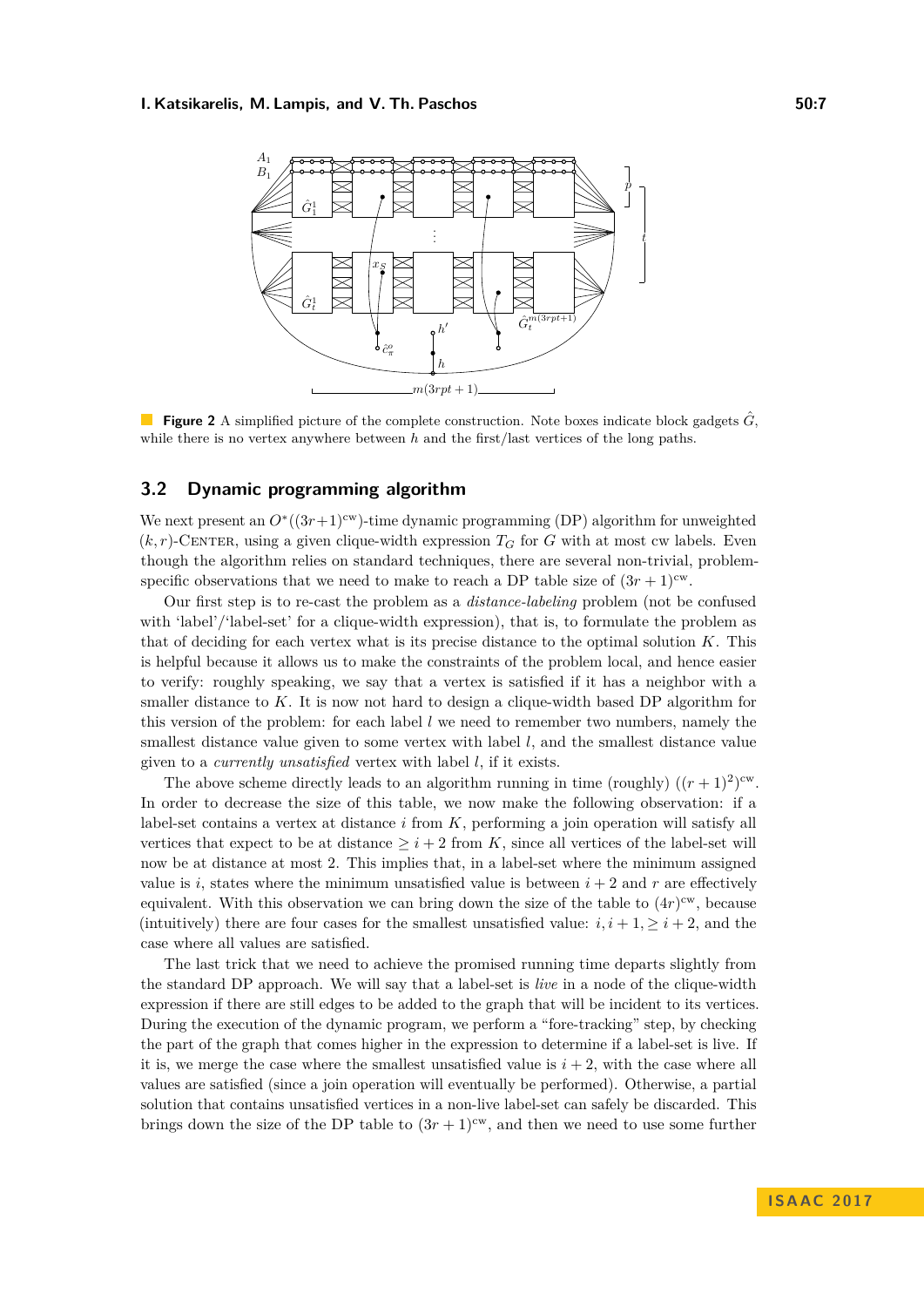**Figure 2** A simplified picture of the complete construction. Note boxes indicate block gadgets $\hat{G}$, while there is no vertex anywhere between $h$ and the first/last vertices of the long paths.

## 3.2 Dynamic programming algorithm

We next present an $O^*((3r+1)^{\text{cw}})$-time dynamic programming (DP) algorithm for unweighted $(k, r)$-Center, using a given clique-width expression $T_G$ for $G$ with at most cw labels. Even though the algorithm relies on standard techniques, there are several non-trivial, problem-specific observations that we need to make to reach a DP table size of $(3r+1)^{\text{cw}}$.

Our first step is to re-cast the problem as a *distance-labeling* problem (not be confused with 'label'/'label-set' for a clique-width expression), that is, to formulate the problem as that of deciding for each vertex what is its precise distance to the optimal solution $K$. This is helpful because it allows us to make the constraints of the problem local, and hence easier to verify: roughly speaking, we say that a vertex is satisfied if it has a neighbor with a smaller distance to $K$. It is now not hard to design a clique-width based DP algorithm for this version of the problem: for each label $l$ we need to remember two numbers, namely the smallest distance value given to some vertex with label $l$, and the smallest distance value given to a *currently unsatisfied* vertex with label $l$, if it exists.

The above scheme directly leads to an algorithm running in time (roughly) $((r+1)^2)^{\text{cw}}$. In order to decrease the size of this table, we now make the following observation: if a label-set contains a vertex at distance $i$ from $K$, performing a join operation will satisfy all vertices that expect to be at distance $\geq i+2$ from $K$, since all vertices of the label-set will now be at distance at most 2. This implies that, in a label-set where the minimum assigned value is $i$, states where the minimum unsatisfied value is between $i+2$ and $r$ are effectively equivalent. With this observation we can bring down the size of the table to $(4r)^{\text{cw}}$, because (intuitively) there are four cases for the smallest unsatisfied value: $i, i+1, \geq i+2$, and the case where all values are satisfied.

The last trick that we need to achieve the promised running time departs slightly from the standard DP approach. We will say that a label-set is *live* in a node of the clique-width expression if there are still edges to be added to the graph that will be incident to its vertices. During the execution of the dynamic program, we perform a "fore-tracking" step, by checking the part of the graph that comes higher in the expression to determine if a label-set is live. If it is, we merge the case where the smallest unsatisfied value is $i+2$, with the case where all values are satisfied (since a join operation will eventually be performed). Otherwise, a partial solution that contains unsatisfied vertices in a non-live label-set can safely be discarded. This brings down the size of the DP table to $(3r+1)^{\text{cw}}$, and then we need to use some further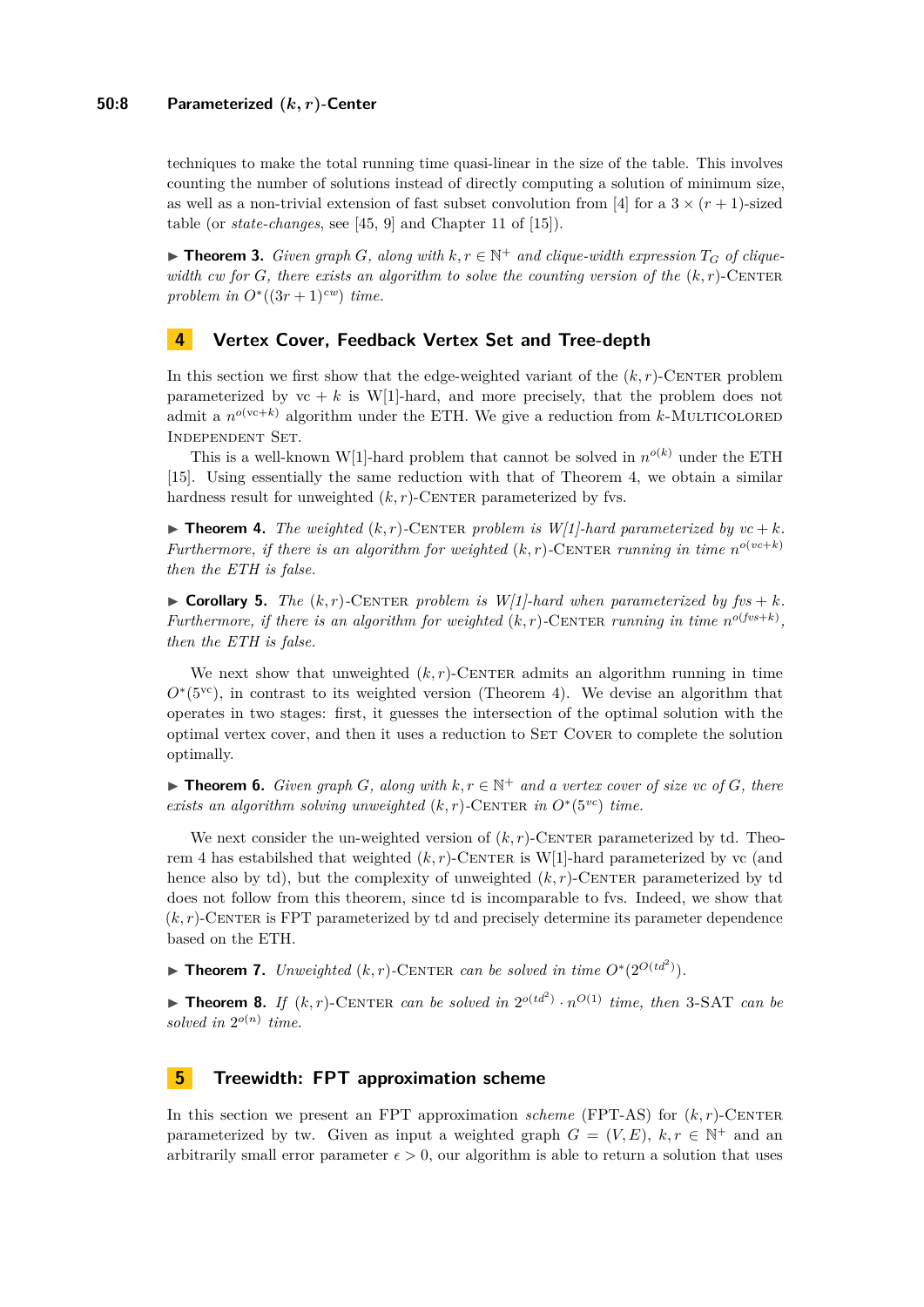techniques to make the total running time quasi-linear in the size of the table. This involves counting the number of solutions instead of directly computing a solution of minimum size, as well as a non-trivial extension of fast subset convolution from [4] for a $3 \times (r+1)$-sized table (or *state-changes*, see [45, 9] and Chapter 11 of [15]).

▶ **Theorem 3.** *Given graph $G$, along with $k, r \in \mathbb{N}^+$ and clique-width expression $T_G$ of clique-width $cw$ for $G$, there exists an algorithm to solve the counting version of the $(k,r)$-Center problem in $O^*((3r+1)^{cw})$ time.*

## 4 Vertex Cover, Feedback Vertex Set and Tree-depth

In this section we first show that the edge-weighted variant of the $(k,r)$-Center problem parameterized by vc + $k$ is W[1]-hard, and more precisely, that the problem does not admit a $n^{o(\text{vc}+k)}$ algorithm under the ETH. We give a reduction from $k$-Multicolored Independent Set.

This is a well-known W[1]-hard problem that cannot be solved in $n^{o(k)}$ under the ETH [15]. Using essentially the same reduction with that of Theorem 4, we obtain a similar hardness result for unweighted $(k,r)$-Center parameterized by fvs.

▶ **Theorem 4.** *The weighted $(k,r)$-Center problem is W[1]-hard parameterized by $vc + k$. Furthermore, if there is an algorithm for weighted $(k,r)$-Center running in time $n^{o(vc+k)}$ then the ETH is false.*

▶ **Corollary 5.** *The $(k,r)$-Center problem is W[1]-hard when parameterized by $fvs + k$. Furthermore, if there is an algorithm for weighted $(k,r)$-Center running in time $n^{o(fvs+k)}$, then the ETH is false.*

We next show that unweighted $(k,r)$-Center admits an algorithm running in time $O^*(5^{\text{vc}})$, in contrast to its weighted version (Theorem 4). We devise an algorithm that operates in two stages: first, it guesses the intersection of the optimal solution with the optimal vertex cover, and then it uses a reduction to Set Cover to complete the solution optimally.

▶ **Theorem 6.** *Given graph $G$, along with $k, r \in \mathbb{N}^+$ and a vertex cover of size $vc$ of $G$, there exists an algorithm solving unweighted $(k,r)$-Center in $O^*(5^{vc})$ time.*

We next consider the un-weighted version of $(k,r)$-Center parameterized by td. Theorem 4 has estabilshed that weighted $(k,r)$-Center is W[1]-hard parameterized by vc (and hence also by td), but the complexity of unweighted $(k,r)$-Center parameterized by td does not follow from this theorem, since td is incomparable to fvs. Indeed, we show that $(k,r)$-Center is FPT parameterized by td and precisely determine its parameter dependence based on the ETH.

▶ **Theorem 7.** *Unweighted $(k,r)$-Center can be solved in time $O^*(2^{O(td^2)})$.*

▶ **Theorem 8.** *If $(k,r)$-Center can be solved in $2^{o(td^2)} \cdot n^{O(1)}$ time, then 3-SAT can be solved in $2^{o(n)}$ time.*

## 5 Treewidth: FPT approximation scheme

In this section we present an FPT approximation *scheme* (FPT-AS) for $(k,r)$-Center parameterized by tw. Given as input a weighted graph $G = (V,E)$, $k, r \in \mathbb{N}^+$ and an arbitrarily small error parameter $\epsilon > 0$, our algorithm is able to return a solution that uses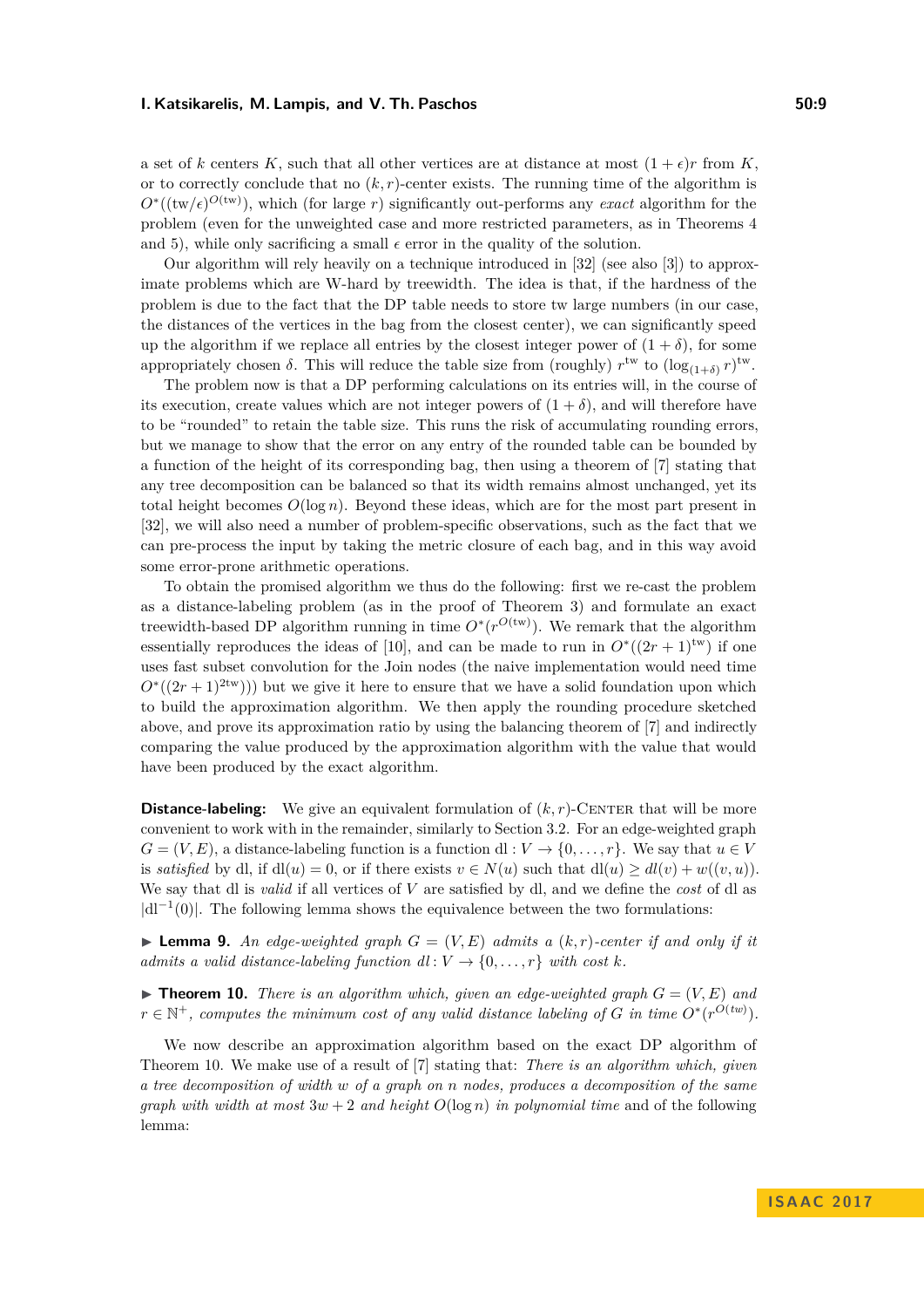a set of $k$ centers $K$, such that all other vertices are at distance at most $(1+\epsilon)r$ from $K$, or to correctly conclude that no $(k,r)$-center exists. The running time of the algorithm is $O^*((\text{tw}/\epsilon)^{O(\text{tw})})$, which (for large $r$) significantly out-performs any *exact* algorithm for the problem (even for the unweighted case and more restricted parameters, as in Theorems 4 and 5), while only sacrificing a small $\epsilon$ error in the quality of the solution.

Our algorithm will rely heavily on a technique introduced in [32] (see also [3]) to approximate problems which are W-hard by treewidth. The idea is that, if the hardness of the problem is due to the fact that the DP table needs to store tw large numbers (in our case, the distances of the vertices in the bag from the closest center), we can significantly speed up the algorithm if we replace all entries by the closest integer power of $(1+\delta)$, for some appropriately chosen $\delta$. This will reduce the table size from (roughly) $r^{\text{tw}}$ to $(\log_{(1+\delta)} r)^{\text{tw}}$.

The problem now is that a DP performing calculations on its entries will, in the course of its execution, create values which are not integer powers of $(1+\delta)$, and will therefore have to be "rounded" to retain the table size. This runs the risk of accumulating rounding errors, but we manage to show that the error on any entry of the rounded table can be bounded by a function of the height of its corresponding bag, then using a theorem of [7] stating that any tree decomposition can be balanced so that its width remains almost unchanged, yet its total height becomes $O(\log n)$. Beyond these ideas, which are for the most part present in [32], we will also need a number of problem-specific observations, such as the fact that we can pre-process the input by taking the metric closure of each bag, and in this way avoid some error-prone arithmetic operations.

To obtain the promised algorithm we thus do the following: first we re-cast the problem as a distance-labeling problem (as in the proof of Theorem 3) and formulate an exact treewidth-based DP algorithm running in time $O^*(r^{O(\text{tw})})$. We remark that the algorithm essentially reproduces the ideas of [10], and can be made to run in $O^*((2r+1)^{\text{tw}})$ if one uses fast subset convolution for the Join nodes (the naive implementation would need time $O^*((2r+1)^{2\text{tw}})$) but we give it here to ensure that we have a solid foundation upon which to build the approximation algorithm. We then apply the rounding procedure sketched above, and prove its approximation ratio by using the balancing theorem of [7] and indirectly comparing the value produced by the approximation algorithm with the value that would have been produced by the exact algorithm.

**Distance-labeling:** We give an equivalent formulation of $(k,r)$-Center that will be more convenient to work with in the remainder, similarly to Section 3.2. For an edge-weighted graph $G=(V,E)$, a distance-labeling function is a function $\text{dl} : V \to \{0,\dots,r\}$. We say that $u \in V$ is *satisfied* by dl, if $\text{dl}(u)=0$, or if there exists $v \in N(u)$ such that $\text{dl}(u) \geq dl(v) + w((v,u))$. We say that dl is *valid* if all vertices of $V$ are satisfied by dl, and we define the *cost* of dl as $|\text{dl}^{-1}(0)|$. The following lemma shows the equivalence between the two formulations:

▶ **Lemma 9.** *An edge-weighted graph $G=(V,E)$ admits a $(k,r)$-center if and only if it admits a valid distance-labeling function $dl : V \to \{0,\dots,r\}$ with cost $k$.*

▶ **Theorem 10.** *There is an algorithm which, given an edge-weighted graph $G=(V,E)$ and $r \in \mathbb{N}^+$, computes the minimum cost of any valid distance labeling of $G$ in time $O^*(r^{O(tw)})$.*

We now describe an approximation algorithm based on the exact DP algorithm of Theorem 10. We make use of a result of [7] stating that: *There is an algorithm which, given a tree decomposition of width $w$ of a graph on $n$ nodes, produces a decomposition of the same graph with width at most $3w+2$ and height $O(\log n)$ in polynomial time* and of the following lemma: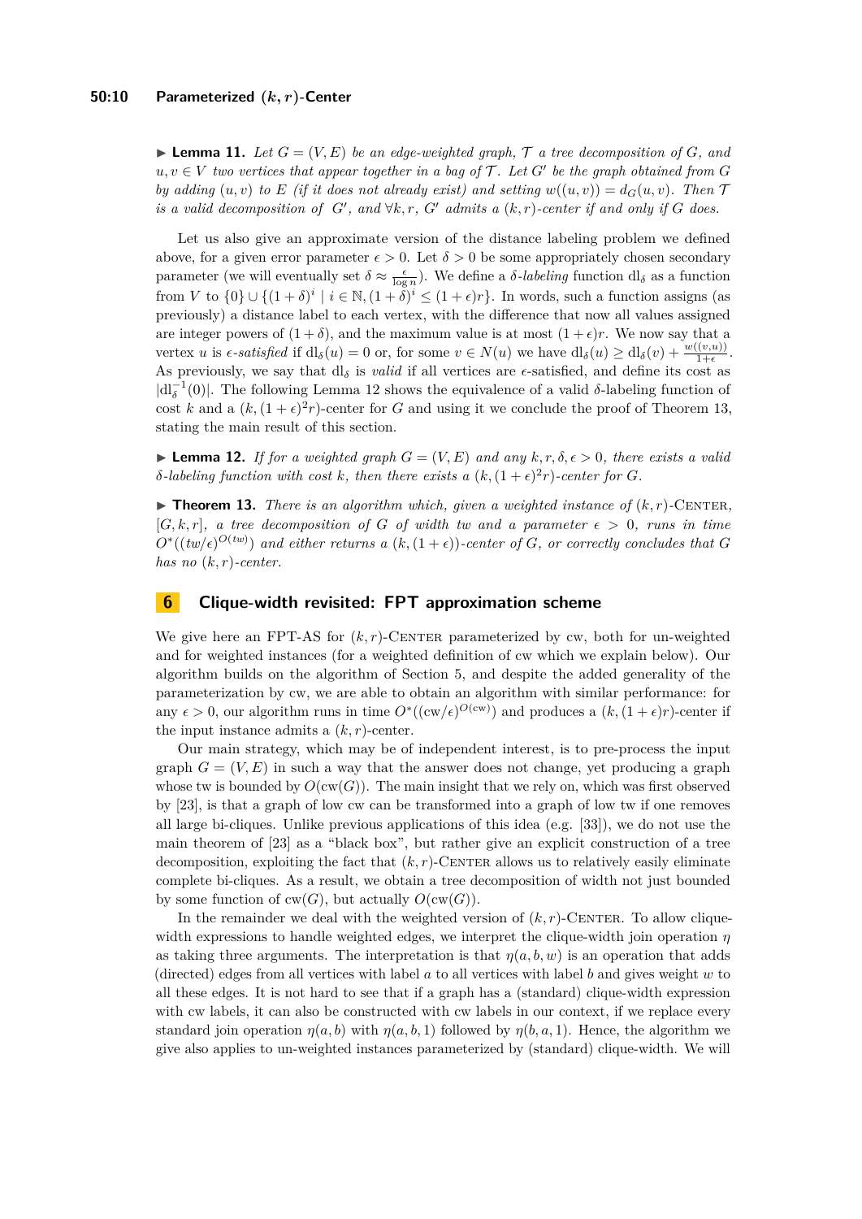▶ **Lemma 11.** *Let $G = (V, E)$ be an edge-weighted graph, $\mathcal{T}$ a tree decomposition of $G$, and $u, v \in V$ two vertices that appear together in a bag of $\mathcal{T}$. Let $G'$ be the graph obtained from $G$ by adding $(u, v)$ to $E$ (if it does not already exist) and setting $w((u, v)) = d_G(u, v)$. Then $\mathcal{T}$ is a valid decomposition of $G'$, and $\forall k, r$, $G'$ admits a $(k, r)$-center if and only if $G$ does.*

Let us also give an approximate version of the distance labeling problem we defined above, for a given error parameter $\epsilon > 0$. Let $\delta > 0$ be some appropriately chosen secondary parameter (we will eventually set $\delta \approx \frac{\epsilon}{\log n}$). We define a *$\delta$-labeling* function $\mathrm{dl}_\delta$ as a function from $V$ to $\{0\} \cup \{(1+\delta)^i \mid i \in \mathbb{N}, (1+\delta)^i \leq (1+\epsilon)r\}$. In words, such a function assigns (as previously) a distance label to each vertex, with the difference that now all values assigned are integer powers of $(1+\delta)$, and the maximum value is at most $(1+\epsilon)r$. We now say that a vertex $u$ is *$\epsilon$-satisfied* if $\mathrm{dl}_\delta(u) = 0$ or, for some $v \in N(u)$ we have $\mathrm{dl}_\delta(u) \geq \mathrm{dl}_\delta(v) + \frac{w((v,u))}{1+\epsilon}$. As previously, we say that $\mathrm{dl}_\delta$ is *valid* if all vertices are $\epsilon$-satisfied, and define its cost as $|\mathrm{dl}_\delta^{-1}(0)|$. The following Lemma 12 shows the equivalence of a valid $\delta$-labeling function of cost $k$ and a $(k, (1+\epsilon)^2 r)$-center for $G$ and using it we conclude the proof of Theorem 13, stating the main result of this section.

▶ **Lemma 12.** *If for a weighted graph $G = (V, E)$ and any $k, r, \delta, \epsilon > 0$, there exists a valid $\delta$-labeling function with cost $k$, then there exists a $(k, (1+\epsilon)^2 r)$-center for $G$.*

▶ **Theorem 13.** *There is an algorithm which, given a weighted instance of $(k, r)$-Center, $[G, k, r]$, a tree decomposition of $G$ of width $tw$ and a parameter $\epsilon > 0$, runs in time $O^*((tw/\epsilon)^{O(tw)})$ and either returns a $(k, (1+\epsilon))$-center of $G$, or correctly concludes that $G$ has no $(k, r)$-center.*

## 6 Clique-width revisited: FPT approximation scheme

We give here an FPT-AS for $(k, r)$-Center parameterized by cw, both for un-weighted and for weighted instances (for a weighted definition of cw which we explain below). Our algorithm builds on the algorithm of Section 5, and despite the added generality of the parameterization by cw, we are able to obtain an algorithm with similar performance: for any $\epsilon > 0$, our algorithm runs in time $O^*((\mathrm{cw}/\epsilon)^{O(\mathrm{cw})})$ and produces a $(k, (1+\epsilon)r)$-center if the input instance admits a $(k, r)$-center.

Our main strategy, which may be of independent interest, is to pre-process the input graph $G = (V, E)$ in such a way that the answer does not change, yet producing a graph whose tw is bounded by $O(\mathrm{cw}(G))$. The main insight that we rely on, which was first observed by [23], is that a graph of low cw can be transformed into a graph of low tw if one removes all large bi-cliques. Unlike previous applications of this idea (e.g. [33]), we do not use the main theorem of [23] as a "black box", but rather give an explicit construction of a tree decomposition, exploiting the fact that $(k, r)$-Center allows us to relatively easily eliminate complete bi-cliques. As a result, we obtain a tree decomposition of width not just bounded by some function of $\mathrm{cw}(G)$, but actually $O(\mathrm{cw}(G))$.

In the remainder we deal with the weighted version of $(k, r)$-Center. To allow clique-width expressions to handle weighted edges, we interpret the clique-width join operation $\eta$ as taking three arguments. The interpretation is that $\eta(a, b, w)$ is an operation that adds (directed) edges from all vertices with label $a$ to all vertices with label $b$ and gives weight $w$ to all these edges. It is not hard to see that if a graph has a (standard) clique-width expression with cw labels, it can also be constructed with cw labels in our context, if we replace every standard join operation $\eta(a, b)$ with $\eta(a, b, 1)$ followed by $\eta(b, a, 1)$. Hence, the algorithm we give also applies to un-weighted instances parameterized by (standard) clique-width. We will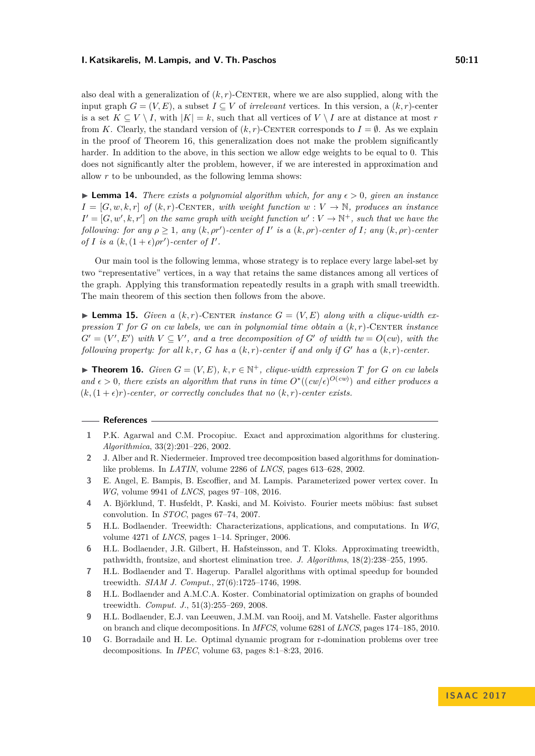also deal with a generalization of $(k,r)$-Center, where we are also supplied, along with the input graph $G=(V,E)$, a subset $I \subseteq V$ of *irrelevant* vertices. In this version, a $(k,r)$-center is a set $K \subseteq V \setminus I$, with $|K|=k$, such that all vertices of $V \setminus I$ are at distance at most $r$ from $K$. Clearly, the standard version of $(k,r)$-Center corresponds to $I=\emptyset$. As we explain in the proof of Theorem 16, this generalization does not make the problem significantly harder. In addition to the above, in this section we allow edge weights to be equal to 0. This does not significantly alter the problem, however, if we are interested in approximation and allow $r$ to be unbounded, as the following lemma shows:

▶ **Lemma 14.** *There exists a polynomial algorithm which, for any $\epsilon > 0$, given an instance $I=[G,w,k,r]$ of $(k,r)$-Center, with weight function $w: V \to \mathbb{N}$, produces an instance $I'=[G,w',k,r']$ on the same graph with weight function $w': V \to \mathbb{N}^+$, such that we have the following: for any $\rho \geq 1$, any $(k,\rho r')$-center of $I'$ is a $(k,\rho r)$-center of $I$; any $(k,\rho r)$-center of $I$ is a $(k,(1+\epsilon)\rho r')$-center of $I'$.*

Our main tool is the following lemma, whose strategy is to replace every large label-set by two "representative" vertices, in a way that retains the same distances among all vertices of the graph. Applying this transformation repeatedly results in a graph with small treewidth. The main theorem of this section then follows from the above.

▶ **Lemma 15.** *Given a $(k,r)$-Center instance $G=(V,E)$ along with a clique-width expression $T$ for $G$ on $cw$ labels, we can in polynomial time obtain a $(k,r)$-Center instance $G'=(V',E')$ with $V \subseteq V'$, and a tree decomposition of $G'$ of width $tw = O(cw)$, with the following property: for all $k,r$, $G$ has a $(k,r)$-center if and only if $G'$ has a $(k,r)$-center.*

▶ **Theorem 16.** *Given $G=(V,E)$, $k,r \in \mathbb{N}^+$, clique-width expression $T$ for $G$ on $cw$ labels and $\epsilon > 0$, there exists an algorithm that runs in time $O^*((cw/\epsilon)^{O(cw)})$ and either produces a $(k,(1+\epsilon)r)$-center, or correctly concludes that no $(k,r)$-center exists.*

## References

1. P.K. Agarwal and C.M. Procopiuc. Exact and approximation algorithms for clustering. *Algorithmica*, 33(2):201–226, 2002.
2. J. Alber and R. Niedermeier. Improved tree decomposition based algorithms for domination-like problems. In *LATIN*, volume 2286 of *LNCS*, pages 613–628, 2002.
3. E. Angel, E. Bampis, B. Escoffier, and M. Lampis. Parameterized power vertex cover. In *WG*, volume 9941 of *LNCS*, pages 97–108, 2016.
4. A. Björklund, T. Husfeldt, P. Kaski, and M. Koivisto. Fourier meets möbius: fast subset convolution. In *STOC*, pages 67–74, 2007.
5. H.L. Bodlaender. Treewidth: Characterizations, applications, and computations. In *WG*, volume 4271 of *LNCS*, pages 1–14. Springer, 2006.
6. H.L. Bodlaender, J.R. Gilbert, H. Hafsteinsson, and T. Kloks. Approximating treewidth, pathwidth, frontsize, and shortest elimination tree. *J. Algorithms*, 18(2):238–255, 1995.
7. H.L. Bodlaender and T. Hagerup. Parallel algorithms with optimal speedup for bounded treewidth. *SIAM J. Comput.*, 27(6):1725–1746, 1998.
8. H.L. Bodlaender and A.M.C.A. Koster. Combinatorial optimization on graphs of bounded treewidth. *Comput. J.*, 51(3):255–269, 2008.
9. H.L. Bodlaender, E.J. van Leeuwen, J.M.M. van Rooij, and M. Vatshelle. Faster algorithms on branch and clique decompositions. In *MFCS*, volume 6281 of *LNCS*, pages 174–185, 2010.
10. G. Borradaile and H. Le. Optimal dynamic program for r-domination problems over tree decompositions. In *IPEC*, volume 63, pages 8:1–8:23, 2016.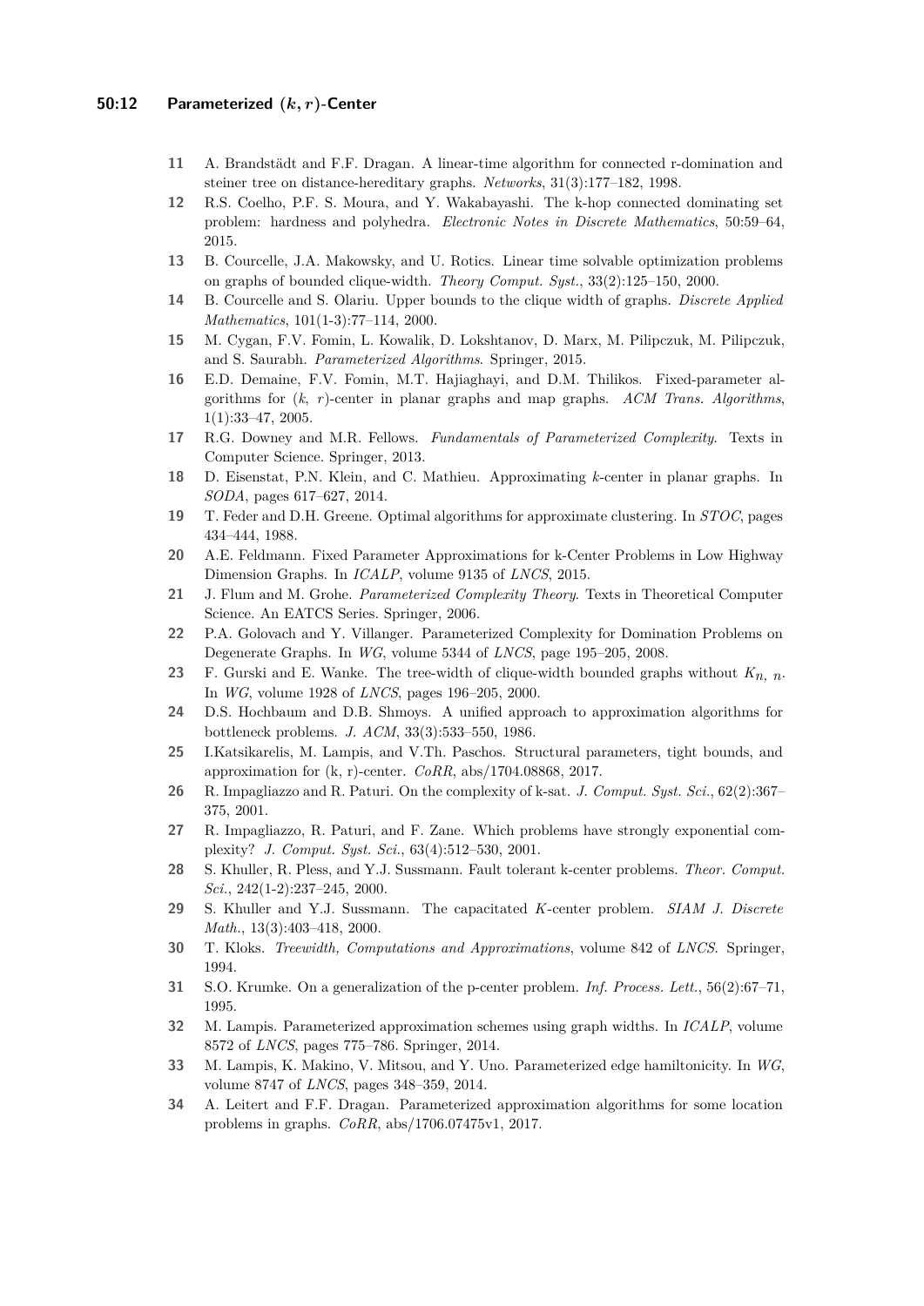11 A. Brandstädt and F.F. Dragan. A linear-time algorithm for connected r-domination and steiner tree on distance-hereditary graphs. *Networks*, 31(3):177–182, 1998.

12 R.S. Coelho, P.F. S. Moura, and Y. Wakabayashi. The k-hop connected dominating set problem: hardness and polyhedra. *Electronic Notes in Discrete Mathematics*, 50:59–64, 2015.

13 B. Courcelle, J.A. Makowsky, and U. Rotics. Linear time solvable optimization problems on graphs of bounded clique-width. *Theory Comput. Syst.*, 33(2):125–150, 2000.

14 B. Courcelle and S. Olariu. Upper bounds to the clique width of graphs. *Discrete Applied Mathematics*, 101(1-3):77–114, 2000.

15 M. Cygan, F.V. Fomin, L. Kowalik, D. Lokshtanov, D. Marx, M. Pilipczuk, M. Pilipczuk, and S. Saurabh. *Parameterized Algorithms*. Springer, 2015.

16 E.D. Demaine, F.V. Fomin, M.T. Hajiaghayi, and D.M. Thilikos. Fixed-parameter algorithms for $(k,\ r)$-center in planar graphs and map graphs. *ACM Trans. Algorithms*, 1(1):33–47, 2005.

17 R.G. Downey and M.R. Fellows. *Fundamentals of Parameterized Complexity.* Texts in Computer Science. Springer, 2013.

18 D. Eisenstat, P.N. Klein, and C. Mathieu. Approximating $k$-center in planar graphs. In *SODA*, pages 617–627, 2014.

19 T. Feder and D.H. Greene. Optimal algorithms for approximate clustering. In *STOC*, pages 434–444, 1988.

20 A.E. Feldmann. Fixed Parameter Approximations for k-Center Problems in Low Highway Dimension Graphs. In *ICALP*, volume 9135 of *LNCS*, 2015.

21 J. Flum and M. Grohe. *Parameterized Complexity Theory.* Texts in Theoretical Computer Science. An EATCS Series. Springer, 2006.

22 P.A. Golovach and Y. Villanger. Parameterized Complexity for Domination Problems on Degenerate Graphs. In *WG*, volume 5344 of *LNCS*, page 195–205, 2008.

23 F. Gurski and E. Wanke. The tree-width of clique-width bounded graphs without $K_{n,\ n}$. In *WG*, volume 1928 of *LNCS*, pages 196–205, 2000.

24 D.S. Hochbaum and D.B. Shmoys. A unified approach to approximation algorithms for bottleneck problems. *J. ACM*, 33(3):533–550, 1986.

25 I.Katsikarelis, M. Lampis, and V.Th. Paschos. Structural parameters, tight bounds, and approximation for (k, r)-center. *CoRR*, abs/1704.08868, 2017.

26 R. Impagliazzo and R. Paturi. On the complexity of k-sat. *J. Comput. Syst. Sci.*, 62(2):367–375, 2001.

27 R. Impagliazzo, R. Paturi, and F. Zane. Which problems have strongly exponential complexity? *J. Comput. Syst. Sci.*, 63(4):512–530, 2001.

28 S. Khuller, R. Pless, and Y.J. Sussmann. Fault tolerant k-center problems. *Theor. Comput. Sci.*, 242(1-2):237–245, 2000.

29 S. Khuller and Y.J. Sussmann. The capacitated $K$-center problem. *SIAM J. Discrete Math.*, 13(3):403–418, 2000.

30 T. Kloks. *Treewidth, Computations and Approximations*, volume 842 of *LNCS*. Springer, 1994.

31 S.O. Krumke. On a generalization of the p-center problem. *Inf. Process. Lett.*, 56(2):67–71, 1995.

32 M. Lampis. Parameterized approximation schemes using graph widths. In *ICALP*, volume 8572 of *LNCS*, pages 775–786. Springer, 2014.

33 M. Lampis, K. Makino, V. Mitsou, and Y. Uno. Parameterized edge hamiltonicity. In *WG*, volume 8747 of *LNCS*, pages 348–359, 2014.

34 A. Leitert and F.F. Dragan. Parameterized approximation algorithms for some location problems in graphs. *CoRR*, abs/1706.07475v1, 2017.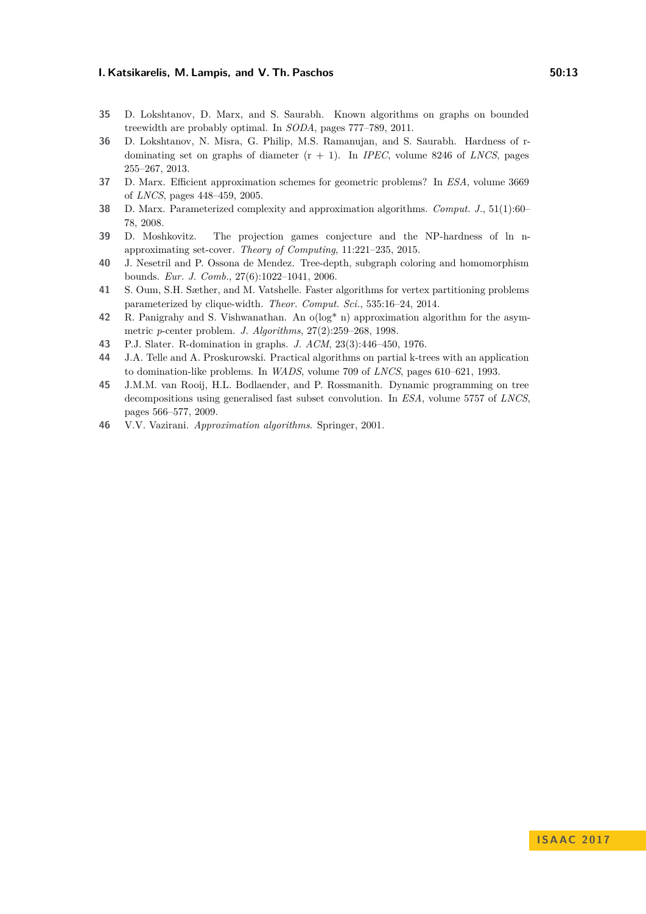35 D. Lokshtanov, D. Marx, and S. Saurabh. Known algorithms on graphs on bounded treewidth are probably optimal. In *SODA*, pages 777–789, 2011.

36 D. Lokshtanov, N. Misra, G. Philip, M.S. Ramanujan, and S. Saurabh. Hardness of r-dominating set on graphs of diameter (r + 1). In *IPEC*, volume 8246 of *LNCS*, pages 255–267, 2013.

37 D. Marx. Efficient approximation schemes for geometric problems? In *ESA*, volume 3669 of *LNCS*, pages 448–459, 2005.

38 D. Marx. Parameterized complexity and approximation algorithms. *Comput. J.*, 51(1):60–78, 2008.

39 D. Moshkovitz. The projection games conjecture and the NP-hardness of ln n-approximating set-cover. *Theory of Computing*, 11:221–235, 2015.

40 J. Nesetril and P. Ossona de Mendez. Tree-depth, subgraph coloring and homomorphism bounds. *Eur. J. Comb.*, 27(6):1022–1041, 2006.

41 S. Oum, S.H. Sæther, and M. Vatshelle. Faster algorithms for vertex partitioning problems parameterized by clique-width. *Theor. Comput. Sci.*, 535:16–24, 2014.

42 R. Panigrahy and S. Vishwanathan. An o(log* n) approximation algorithm for the asymmetric *p*-center problem. *J. Algorithms*, 27(2):259–268, 1998.

43 P.J. Slater. R-domination in graphs. *J. ACM*, 23(3):446–450, 1976.

44 J.A. Telle and A. Proskurowski. Practical algorithms on partial k-trees with an application to domination-like problems. In *WADS*, volume 709 of *LNCS*, pages 610–621, 1993.

45 J.M.M. van Rooij, H.L. Bodlaender, and P. Rossmanith. Dynamic programming on tree decompositions using generalised fast subset convolution. In *ESA*, volume 5757 of *LNCS*, pages 566–577, 2009.

46 V.V. Vazirani. *Approximation algorithms*. Springer, 2001.